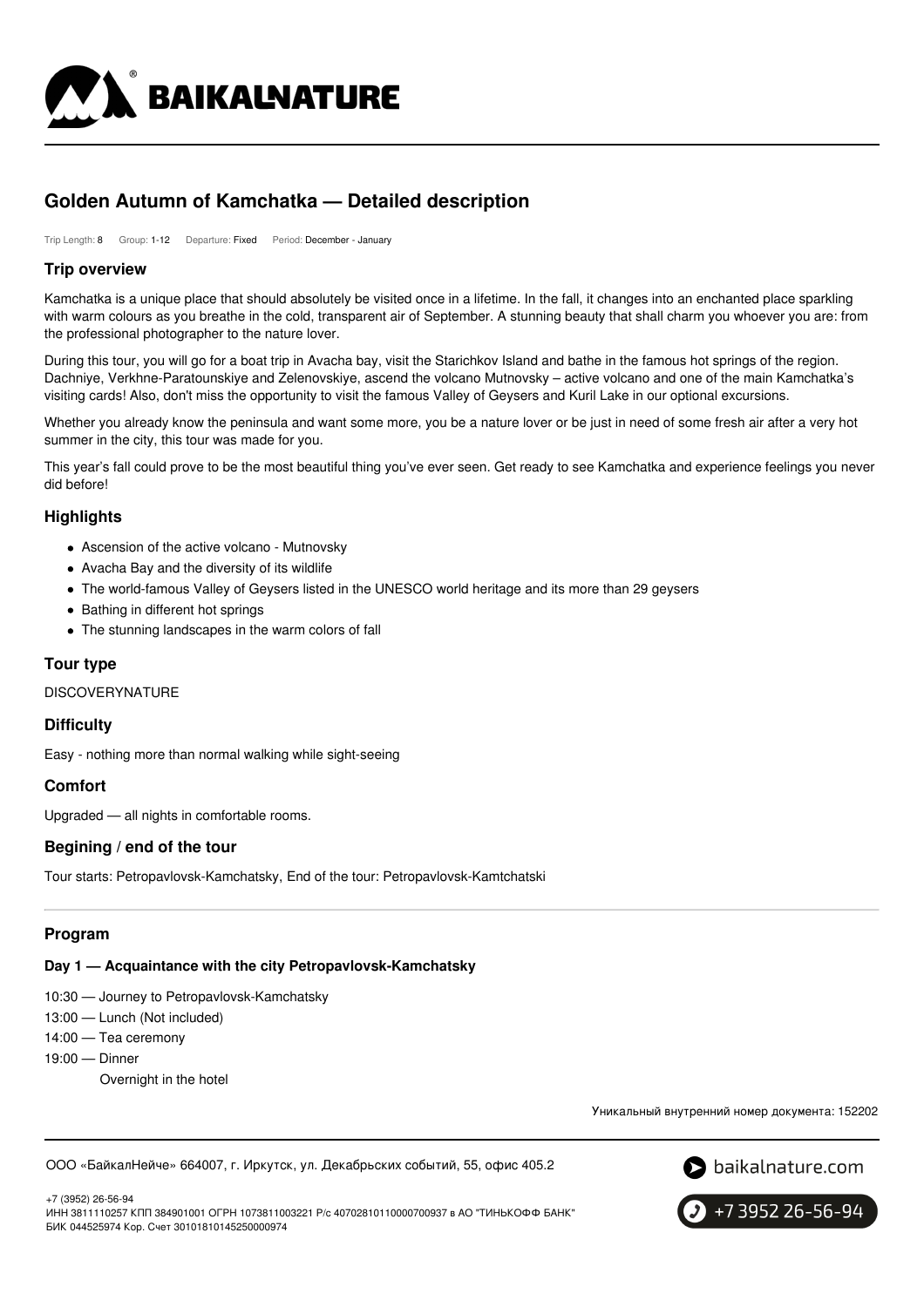# Golden Autumn of Kamchatka — Detailed description

Trip Length: 8 Group: 1-12 Departure: Fixed Period: December - January

## Trip overview

Kamchatka is a unique place that should absolutely be visited once in a lifetime. In the fall, it changes into an enchanted place sparkling with warm colours as you breathe in the cold, transparent air of September. A stunning beauty that shall charm you whoever you are: from the professional photographer to the nature lover.

During this tour, you will go for a boat trip in Avacha bay, visit the Starichkov Island and bathe in the famous hot springs of the region. Dachniye, Verkhne-Paratounskiye and Zelenovskiye, ascend the volcano Mutnovsky – active volcano and one of the main Kamchatka's visiting cards! Also, don't miss the opportunity to visit the famous Valley of Geysers and Kuril Lake in our optional excursions.

Whether you already know the peninsula and want some more, you be a nature lover or be just in need of some fresh air after a very hot summer in the city, this tour was made for you.

This year's fall could prove to be the most beautiful thing you've ever seen. Get ready to see Kamchatka and experience feelings you never did before!

## Highlights

- Ascension of the active volcano - Mutnovsky
- Avacha Bay and the diversity of its wildlife
- The world-famous Valley of Geysers listed in the UNESCO world heritage and its more than 29 geysers
- Bathing in different hot springs
- The stunning landscapes in the warm colors of fall

## Tour type

DISCOVERYNATURE

## Difficulty

Easy - nothing more than normal walking while sight-seeing

## Comfort

Upgraded — all nights in comfortable rooms.

## Begining / end of the tour

Tour starts: Petropavlovsk-Kamchatsky, End of the tour: Petropavlovsk-Kamtchatski

## Program

### Day 1 — Acquaintance with the city Petropavlovsk-Kamchatsky

10:30 — Journey to Petropavlovsk-Kamchatsky

13:00 — Lunch (Not included)

14:00 — Tea ceremony

19:00 — Dinner

Overnight in the hotel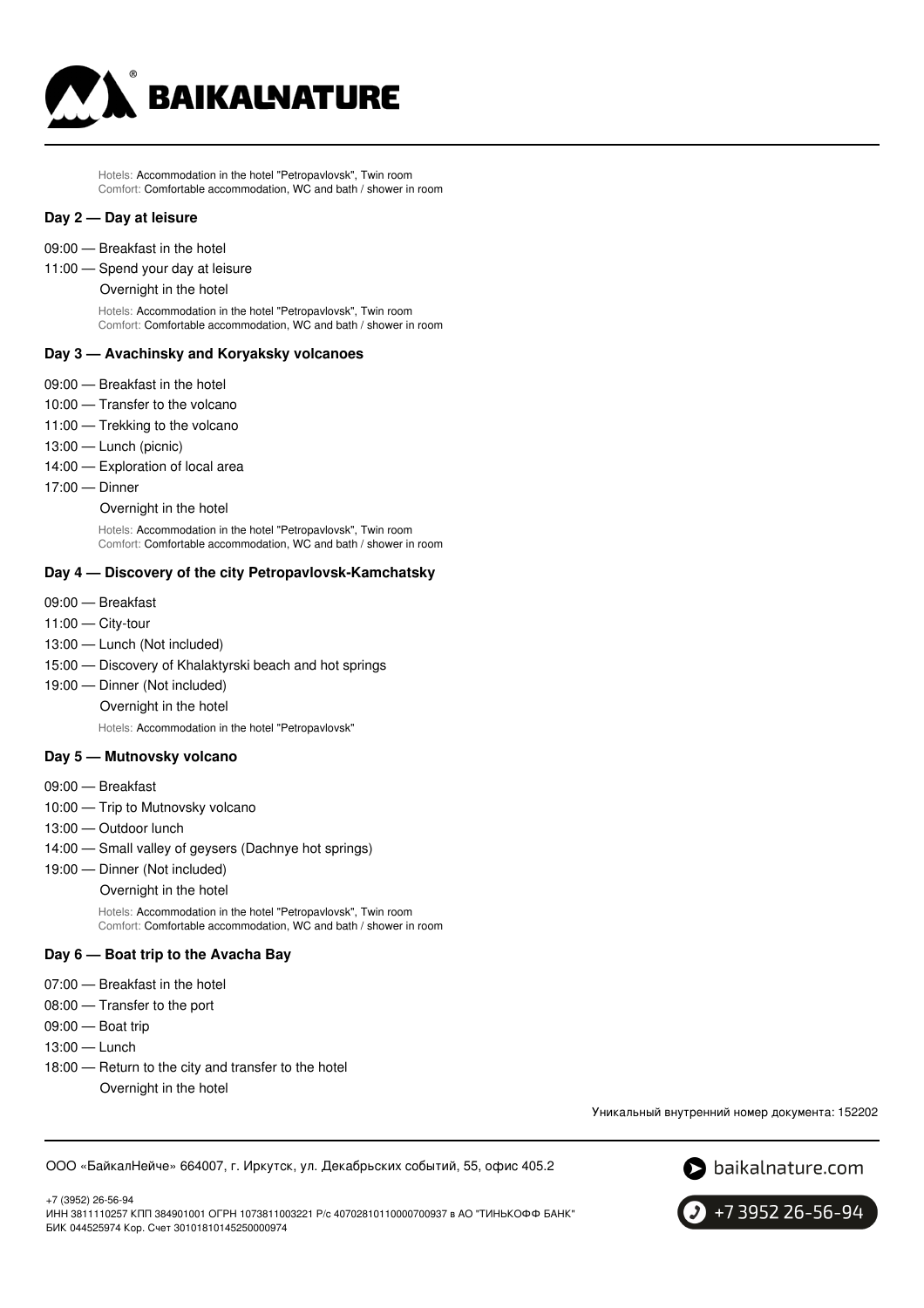Hotels: Accommodation in the hotel "Petropavlovsk", Twin room
Comfort: Comfortable accommodation, WC and bath / shower in room

### Day 2 — Day at leisure

09:00 — Breakfast in the hotel

11:00 — Spend your day at leisure

Overnight in the hotel

Hotels: Accommodation in the hotel "Petropavlovsk", Twin room
Comfort: Comfortable accommodation, WC and bath / shower in room

### Day 3 — Avachinsky and Koryaksky volcanoes

09:00 — Breakfast in the hotel

10:00 — Transfer to the volcano

11:00 — Trekking to the volcano

13:00 — Lunch (picnic)

14:00 — Exploration of local area

17:00 — Dinner

Overnight in the hotel

Hotels: Accommodation in the hotel "Petropavlovsk", Twin room
Comfort: Comfortable accommodation, WC and bath / shower in room

### Day 4 — Discovery of the city Petropavlovsk-Kamchatsky

09:00 — Breakfast

11:00 — City-tour

13:00 — Lunch (Not included)

15:00 — Discovery of Khalaktyrski beach and hot springs

19:00 — Dinner (Not included)

Overnight in the hotel

Hotels: Accommodation in the hotel "Petropavlovsk"

### Day 5 — Mutnovsky volcano

09:00 — Breakfast

10:00 — Trip to Mutnovsky volcano

13:00 — Outdoor lunch

14:00 — Small valley of geysers (Dachnye hot springs)

19:00 — Dinner (Not included)

Overnight in the hotel

Hotels: Accommodation in the hotel "Petropavlovsk", Twin room
Comfort: Comfortable accommodation, WC and bath / shower in room

### Day 6 — Boat trip to the Avacha Bay

07:00 — Breakfast in the hotel

08:00 — Transfer to the port

09:00 — Boat trip

13:00 — Lunch

18:00 — Return to the city and transfer to the hotel

Overnight in the hotel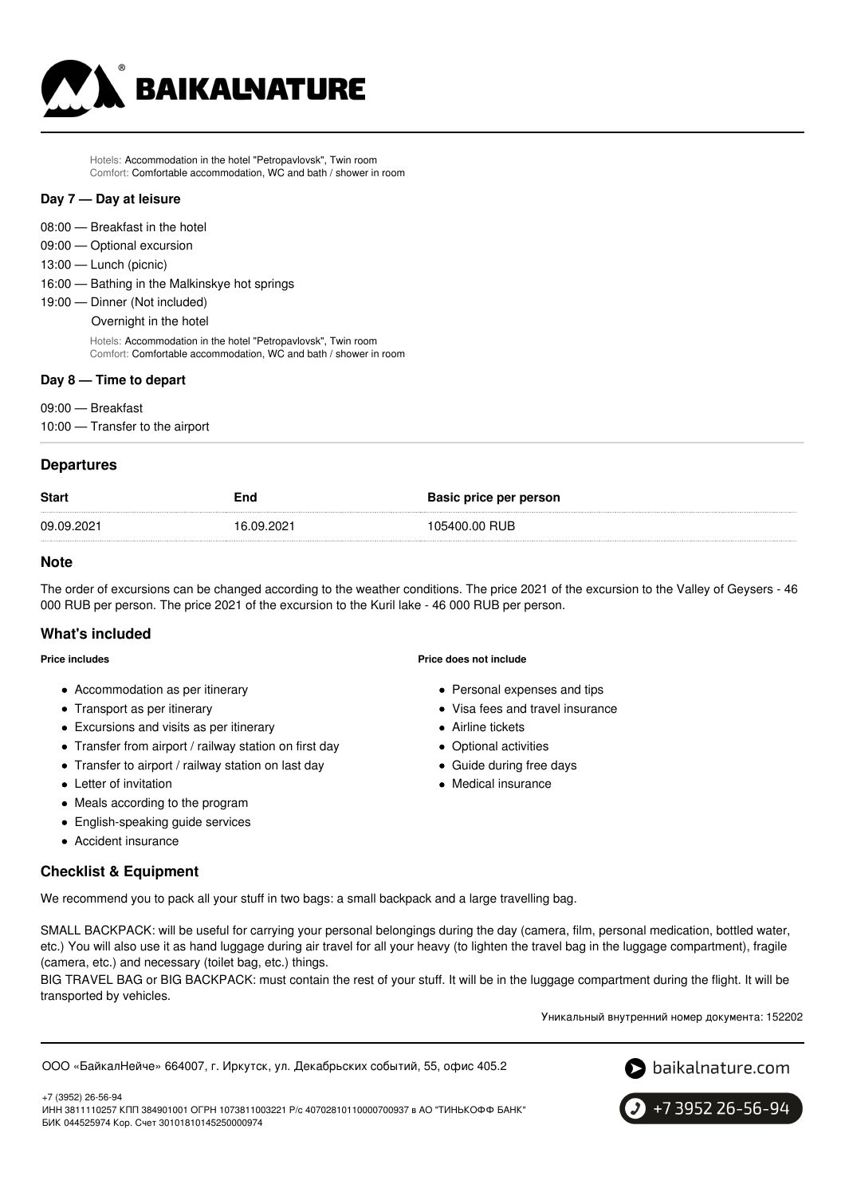Hotels: Accommodation in the hotel "Petropavlovsk", Twin room
Comfort: Comfortable accommodation, WC and bath / shower in room

### Day 7 — Day at leisure

08:00 — Breakfast in the hotel
09:00 — Optional excursion
13:00 — Lunch (picnic)
16:00 — Bathing in the Malkinskye hot springs
19:00 — Dinner (Not included)
Overnight in the hotel

Hotels: Accommodation in the hotel "Petropavlovsk", Twin room
Comfort: Comfortable accommodation, WC and bath / shower in room

### Day 8 — Time to depart

09:00 — Breakfast
10:00 — Transfer to the airport

## Departures

| Start | End | Basic price per person |
| --- | --- | --- |
| 09.09.2021 | 16.09.2021 | 105400.00 RUB |

## Note

The order of excursions can be changed according to the weather conditions. The price 2021 of the excursion to the Valley of Geysers - 46 000 RUB per person. The price 2021 of the excursion to the Kuril lake - 46 000 RUB per person.

## What's included

**Price includes**

- Accommodation as per itinerary
- Transport as per itinerary
- Excursions and visits as per itinerary
- Transfer from airport / railway station on first day
- Transfer to airport / railway station on last day
- Letter of invitation
- Meals according to the program
- English-speaking guide services
- Accident insurance

**Price does not include**

- Personal expenses and tips
- Visa fees and travel insurance
- Airline tickets
- Optional activities
- Guide during free days
- Medical insurance

## Checklist & Equipment

We recommend you to pack all your stuff in two bags: a small backpack and a large travelling bag.

SMALL BACKPACK: will be useful for carrying your personal belongings during the day (camera, film, personal medication, bottled water, etc.) You will also use it as hand luggage during air travel for all your heavy (to lighten the travel bag in the luggage compartment), fragile (camera, etc.) and necessary (toilet bag, etc.) things.
BIG TRAVEL BAG or BIG BACKPACK: must contain the rest of your stuff. It will be in the luggage compartment during the flight. It will be transported by vehicles.

Уникальный внутренний номер документа: 152202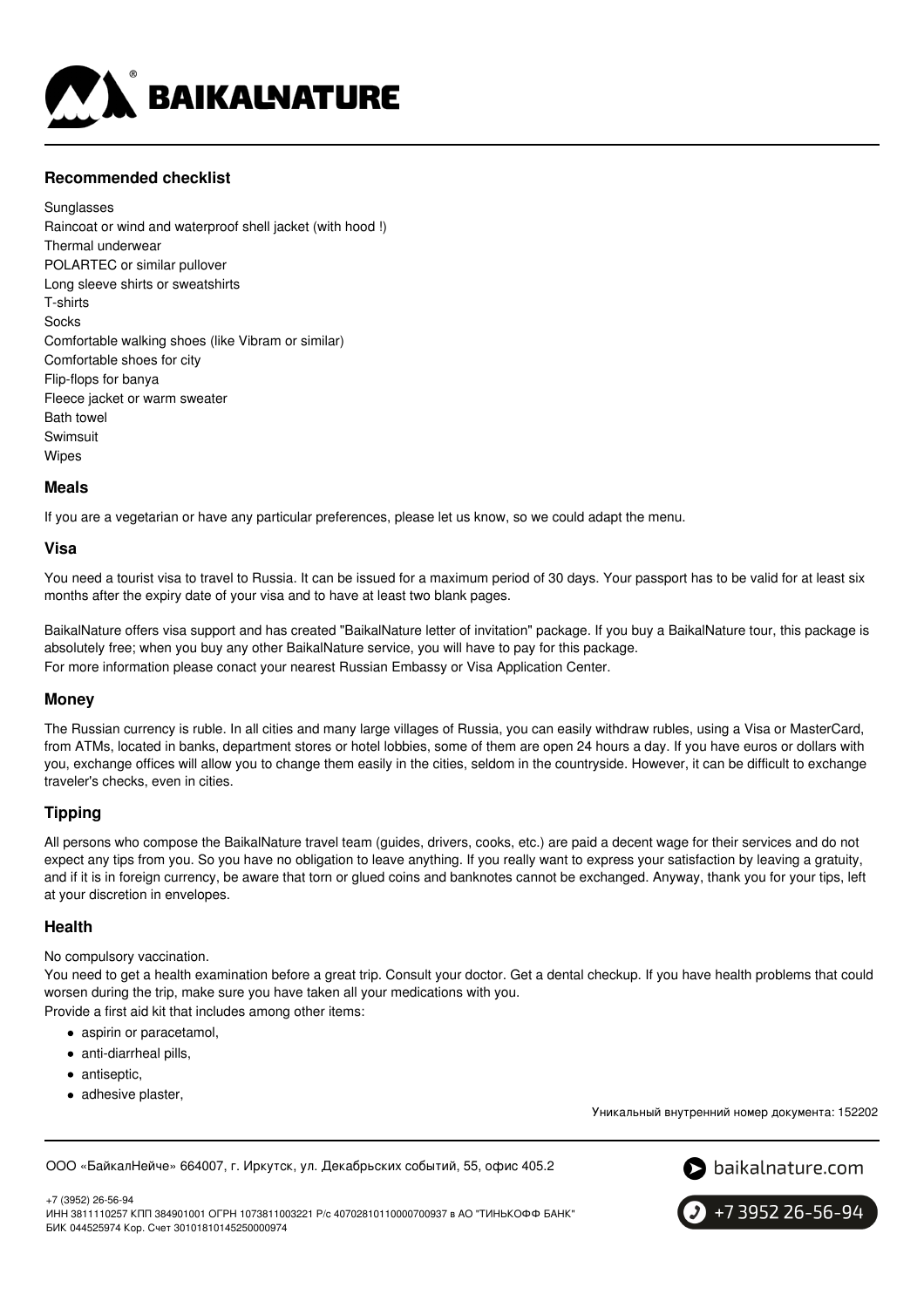## Recommended checklist

Sunglasses
Raincoat or wind and waterproof shell jacket (with hood !)
Thermal underwear
POLARTEC or similar pullover
Long sleeve shirts or sweatshirts
T-shirts
Socks
Comfortable walking shoes (like Vibram or similar)
Comfortable shoes for city
Flip-flops for banya
Fleece jacket or warm sweater
Bath towel
Swimsuit
Wipes

## Meals

If you are a vegetarian or have any particular preferences, please let us know, so we could adapt the menu.

## Visa

You need a tourist visa to travel to Russia. It can be issued for a maximum period of 30 days. Your passport has to be valid for at least six months after the expiry date of your visa and to have at least two blank pages.

BaikalNature offers visa support and has created "BaikalNature letter of invitation" package. If you buy a BaikalNature tour, this package is absolutely free; when you buy any other BaikalNature service, you will have to pay for this package.
For more information please conact your nearest Russian Embassy or Visa Application Center.

## Money

The Russian currency is ruble. In all cities and many large villages of Russia, you can easily withdraw rubles, using a Visa or MasterCard, from ATMs, located in banks, department stores or hotel lobbies, some of them are open 24 hours a day. If you have euros or dollars with you, exchange offices will allow you to change them easily in the cities, seldom in the countryside. However, it can be difficult to exchange traveler's checks, even in cities.

## Tipping

All persons who compose the BaikalNature travel team (guides, drivers, cooks, etc.) are paid a decent wage for their services and do not expect any tips from you. So you have no obligation to leave anything. If you really want to express your satisfaction by leaving a gratuity, and if it is in foreign currency, be aware that torn or glued coins and banknotes cannot be exchanged. Anyway, thank you for your tips, left at your discretion in envelopes.

## Health

No compulsory vaccination.
You need to get a health examination before a great trip. Consult your doctor. Get a dental checkup. If you have health problems that could worsen during the trip, make sure you have taken all your medications with you.
Provide a first aid kit that includes among other items:

- aspirin or paracetamol,
- anti-diarrheal pills,
- antiseptic,
- adhesive plaster,

Уникальный внутренний номер документа: 152202

ООО «БайкалНейче» 664007, г. Иркутск, ул. Декабрьских событий, 55, офис 405.2

+7 (3952) 26-56-94
ИНН 3811110257 КПП 384901001 ОГРН 1073811003221 Р/с 40702810110000700937 в АО "ТИНЬКОФФ БАНК"
БИК 044525974 Кор. Счет 30101810145250000974

baikalnature.com

+7 3952 26-56-94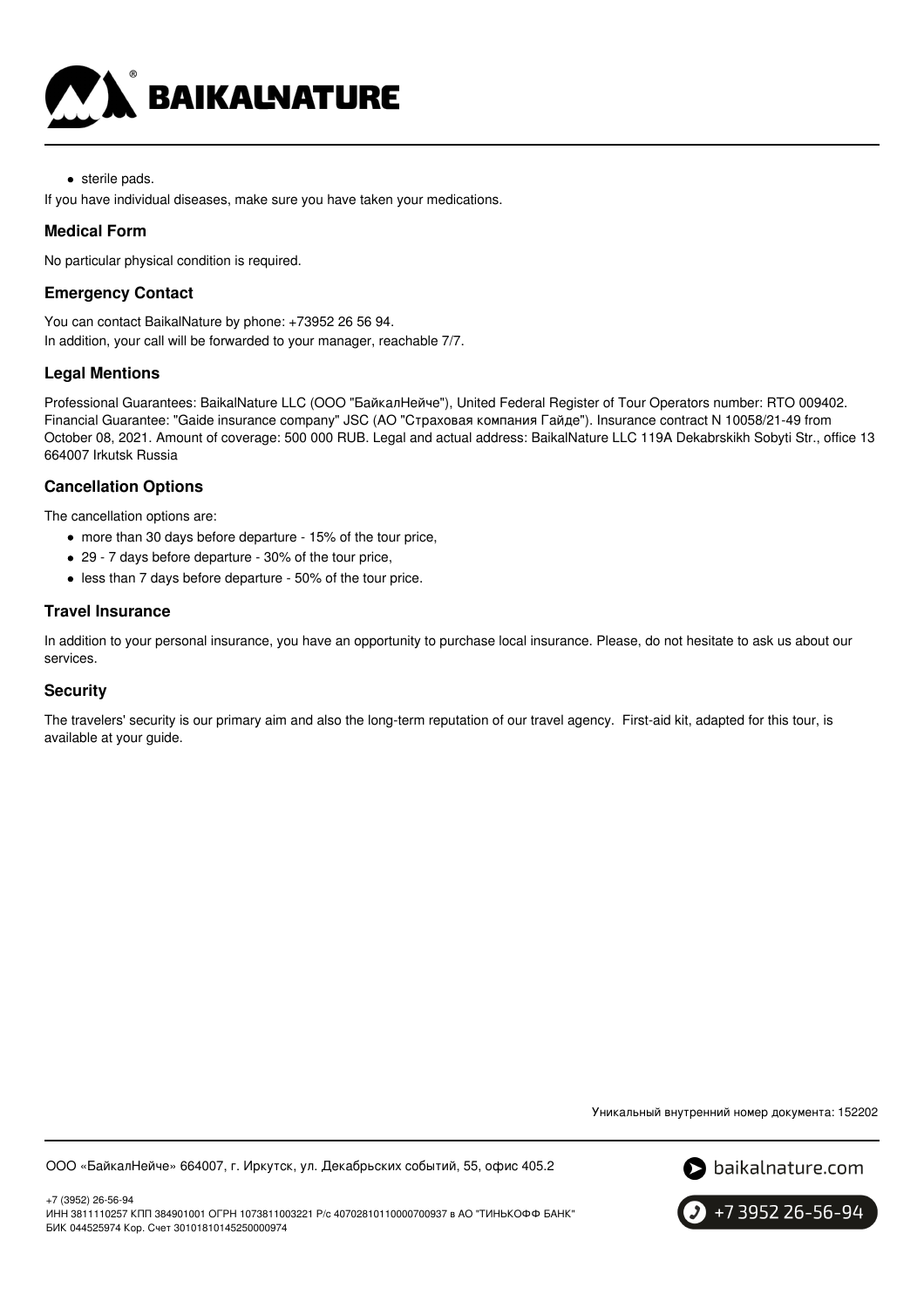- sterile pads.

If you have individual diseases, make sure you have taken your medications.

### Medical Form

No particular physical condition is required.

### Emergency Contact

You can contact BaikalNature by phone: +73952 26 56 94.
In addition, your call will be forwarded to your manager, reachable 7/7.

### Legal Mentions

Professional Guarantees: BaikalNature LLC (ООО "БайкалНейче"), United Federal Register of Tour Operators number: RTO 009402. Financial Guarantee: "Gaide insurance company" JSC (АО "Страховая компания Гайде"). Insurance contract N 10058/21-49 from October 08, 2021. Amount of coverage: 500 000 RUB. Legal and actual address: BaikalNature LLC 119A Dekabrskikh Sobyti Str., office 13 664007 Irkutsk Russia

### Cancellation Options

The cancellation options are:

- more than 30 days before departure - 15% of the tour price,
- 29 - 7 days before departure - 30% of the tour price,
- less than 7 days before departure - 50% of the tour price.

### Travel Insurance

In addition to your personal insurance, you have an opportunity to purchase local insurance. Please, do not hesitate to ask us about our services.

### Security

The travelers' security is our primary aim and also the long-term reputation of our travel agency. First-aid kit, adapted for this tour, is available at your guide.

Уникальный внутренний номер документа: 152202